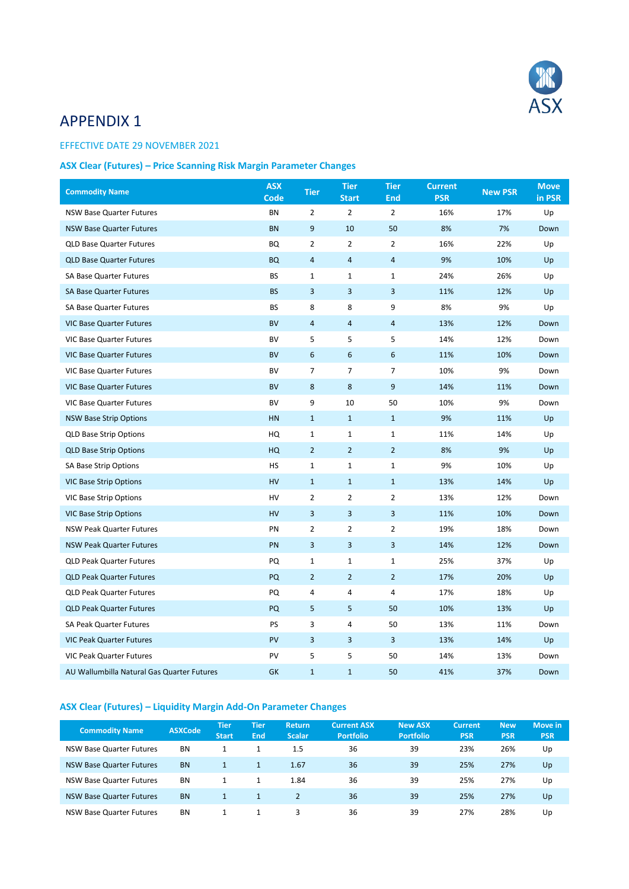# APPENDIX 1

EFFECTIVE DATE 29 NOVEMBER 2021

### ASX Clear (Futures) – Price Scanning Risk Margin Parameter Changes

| Commodity Name | ASX Code | Tier | Tier Start | Tier End | Current PSR | New PSR | Move in PSR |
|---|---|---|---|---|---|---|---|
| NSW Base Quarter Futures | BN | 2 | 2 | 2 | 16% | 17% | Up |
| NSW Base Quarter Futures | BN | 9 | 10 | 50 | 8% | 7% | Down |
| QLD Base Quarter Futures | BQ | 2 | 2 | 2 | 16% | 22% | Up |
| QLD Base Quarter Futures | BQ | 4 | 4 | 4 | 9% | 10% | Up |
| SA Base Quarter Futures | BS | 1 | 1 | 1 | 24% | 26% | Up |
| SA Base Quarter Futures | BS | 3 | 3 | 3 | 11% | 12% | Up |
| SA Base Quarter Futures | BS | 8 | 8 | 9 | 8% | 9% | Up |
| VIC Base Quarter Futures | BV | 4 | 4 | 4 | 13% | 12% | Down |
| VIC Base Quarter Futures | BV | 5 | 5 | 5 | 14% | 12% | Down |
| VIC Base Quarter Futures | BV | 6 | 6 | 6 | 11% | 10% | Down |
| VIC Base Quarter Futures | BV | 7 | 7 | 7 | 10% | 9% | Down |
| VIC Base Quarter Futures | BV | 8 | 8 | 9 | 14% | 11% | Down |
| VIC Base Quarter Futures | BV | 9 | 10 | 50 | 10% | 9% | Down |
| NSW Base Strip Options | HN | 1 | 1 | 1 | 9% | 11% | Up |
| QLD Base Strip Options | HQ | 1 | 1 | 1 | 11% | 14% | Up |
| QLD Base Strip Options | HQ | 2 | 2 | 2 | 8% | 9% | Up |
| SA Base Strip Options | HS | 1 | 1 | 1 | 9% | 10% | Up |
| VIC Base Strip Options | HV | 1 | 1 | 1 | 13% | 14% | Up |
| VIC Base Strip Options | HV | 2 | 2 | 2 | 13% | 12% | Down |
| VIC Base Strip Options | HV | 3 | 3 | 3 | 11% | 10% | Down |
| NSW Peak Quarter Futures | PN | 2 | 2 | 2 | 19% | 18% | Down |
| NSW Peak Quarter Futures | PN | 3 | 3 | 3 | 14% | 12% | Down |
| QLD Peak Quarter Futures | PQ | 1 | 1 | 1 | 25% | 37% | Up |
| QLD Peak Quarter Futures | PQ | 2 | 2 | 2 | 17% | 20% | Up |
| QLD Peak Quarter Futures | PQ | 4 | 4 | 4 | 17% | 18% | Up |
| QLD Peak Quarter Futures | PQ | 5 | 5 | 50 | 10% | 13% | Up |
| SA Peak Quarter Futures | PS | 3 | 4 | 50 | 13% | 11% | Down |
| VIC Peak Quarter Futures | PV | 3 | 3 | 3 | 13% | 14% | Up |
| VIC Peak Quarter Futures | PV | 5 | 5 | 50 | 14% | 13% | Down |
| AU Wallumbilla Natural Gas Quarter Futures | GK | 1 | 1 | 50 | 41% | 37% | Down |

### ASX Clear (Futures) – Liquidity Margin Add-On Parameter Changes

| Commodity Name | ASXCode | Tier Start | Tier End | Return Scalar | Current ASX Portfolio | New ASX Portfolio | Current PSR | New PSR | Move in PSR |
|---|---|---|---|---|---|---|---|---|---|
| NSW Base Quarter Futures | BN | 1 | 1 | 1.5 | 36 | 39 | 23% | 26% | Up |
| NSW Base Quarter Futures | BN | 1 | 1 | 1.67 | 36 | 39 | 25% | 27% | Up |
| NSW Base Quarter Futures | BN | 1 | 1 | 1.84 | 36 | 39 | 25% | 27% | Up |
| NSW Base Quarter Futures | BN | 1 | 1 | 2 | 36 | 39 | 25% | 27% | Up |
| NSW Base Quarter Futures | BN | 1 | 1 | 3 | 36 | 39 | 27% | 28% | Up |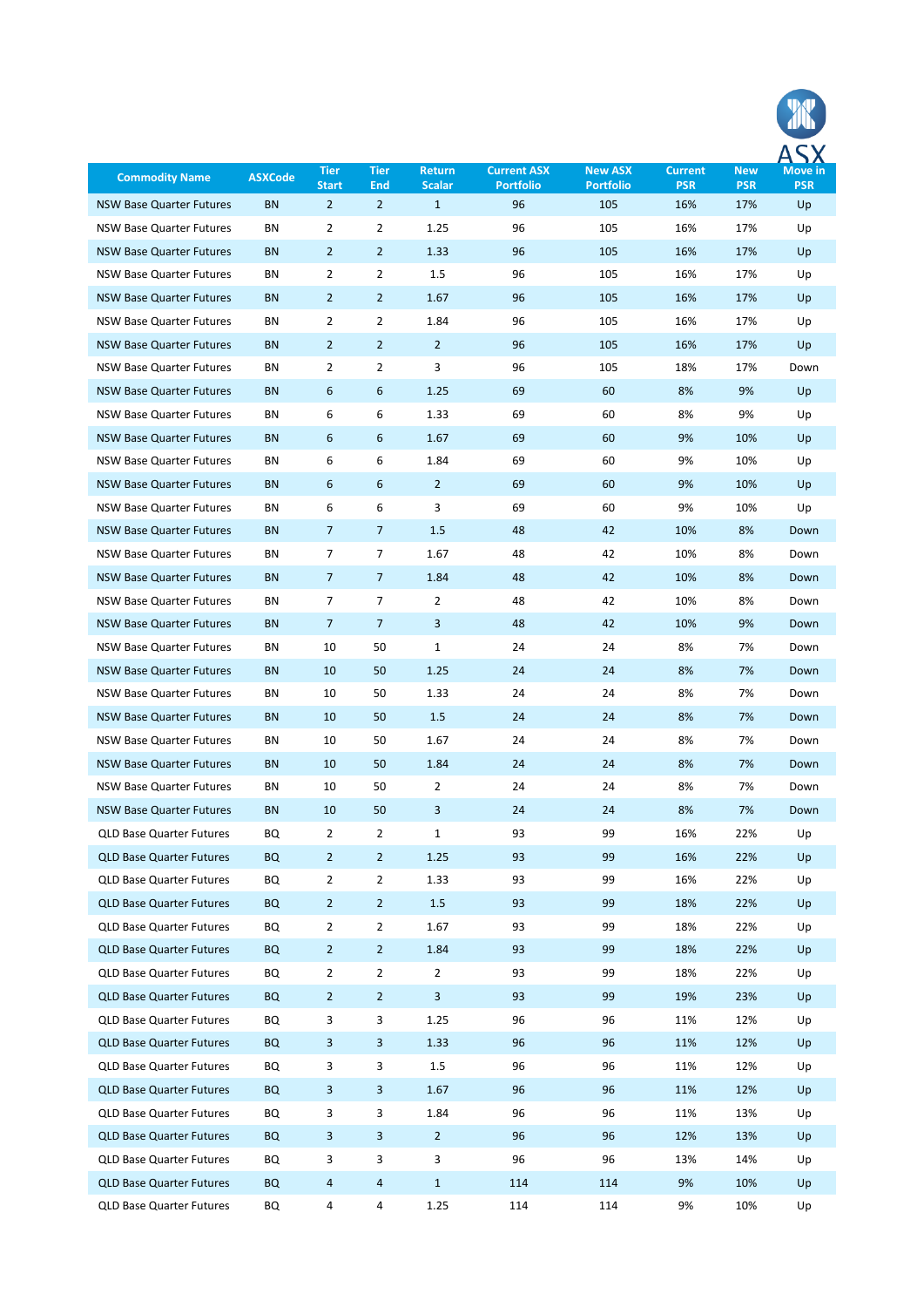| Commodity Name | ASXCode | Tier Start | Tier End | Return Scalar | Current ASX Portfolio | New ASX Portfolio | Current PSR | New PSR | Move in PSR |
|---|---|---|---|---|---|---|---|---|---|
| NSW Base Quarter Futures | BN | 2 | 2 | 1 | 96 | 105 | 16% | 17% | Up |
| NSW Base Quarter Futures | BN | 2 | 2 | 1.25 | 96 | 105 | 16% | 17% | Up |
| NSW Base Quarter Futures | BN | 2 | 2 | 1.33 | 96 | 105 | 16% | 17% | Up |
| NSW Base Quarter Futures | BN | 2 | 2 | 1.5 | 96 | 105 | 16% | 17% | Up |
| NSW Base Quarter Futures | BN | 2 | 2 | 1.67 | 96 | 105 | 16% | 17% | Up |
| NSW Base Quarter Futures | BN | 2 | 2 | 1.84 | 96 | 105 | 16% | 17% | Up |
| NSW Base Quarter Futures | BN | 2 | 2 | 2 | 96 | 105 | 16% | 17% | Up |
| NSW Base Quarter Futures | BN | 2 | 2 | 3 | 96 | 105 | 18% | 17% | Down |
| NSW Base Quarter Futures | BN | 6 | 6 | 1.25 | 69 | 60 | 8% | 9% | Up |
| NSW Base Quarter Futures | BN | 6 | 6 | 1.33 | 69 | 60 | 8% | 9% | Up |
| NSW Base Quarter Futures | BN | 6 | 6 | 1.67 | 69 | 60 | 9% | 10% | Up |
| NSW Base Quarter Futures | BN | 6 | 6 | 1.84 | 69 | 60 | 9% | 10% | Up |
| NSW Base Quarter Futures | BN | 6 | 6 | 2 | 69 | 60 | 9% | 10% | Up |
| NSW Base Quarter Futures | BN | 6 | 6 | 3 | 69 | 60 | 9% | 10% | Up |
| NSW Base Quarter Futures | BN | 7 | 7 | 1.5 | 48 | 42 | 10% | 8% | Down |
| NSW Base Quarter Futures | BN | 7 | 7 | 1.67 | 48 | 42 | 10% | 8% | Down |
| NSW Base Quarter Futures | BN | 7 | 7 | 1.84 | 48 | 42 | 10% | 8% | Down |
| NSW Base Quarter Futures | BN | 7 | 7 | 2 | 48 | 42 | 10% | 8% | Down |
| NSW Base Quarter Futures | BN | 7 | 7 | 3 | 48 | 42 | 10% | 9% | Down |
| NSW Base Quarter Futures | BN | 10 | 50 | 1 | 24 | 24 | 8% | 7% | Down |
| NSW Base Quarter Futures | BN | 10 | 50 | 1.25 | 24 | 24 | 8% | 7% | Down |
| NSW Base Quarter Futures | BN | 10 | 50 | 1.33 | 24 | 24 | 8% | 7% | Down |
| NSW Base Quarter Futures | BN | 10 | 50 | 1.5 | 24 | 24 | 8% | 7% | Down |
| NSW Base Quarter Futures | BN | 10 | 50 | 1.67 | 24 | 24 | 8% | 7% | Down |
| NSW Base Quarter Futures | BN | 10 | 50 | 1.84 | 24 | 24 | 8% | 7% | Down |
| NSW Base Quarter Futures | BN | 10 | 50 | 2 | 24 | 24 | 8% | 7% | Down |
| NSW Base Quarter Futures | BN | 10 | 50 | 3 | 24 | 24 | 8% | 7% | Down |
| QLD Base Quarter Futures | BQ | 2 | 2 | 1 | 93 | 99 | 16% | 22% | Up |
| QLD Base Quarter Futures | BQ | 2 | 2 | 1.25 | 93 | 99 | 16% | 22% | Up |
| QLD Base Quarter Futures | BQ | 2 | 2 | 1.33 | 93 | 99 | 16% | 22% | Up |
| QLD Base Quarter Futures | BQ | 2 | 2 | 1.5 | 93 | 99 | 18% | 22% | Up |
| QLD Base Quarter Futures | BQ | 2 | 2 | 1.67 | 93 | 99 | 18% | 22% | Up |
| QLD Base Quarter Futures | BQ | 2 | 2 | 1.84 | 93 | 99 | 18% | 22% | Up |
| QLD Base Quarter Futures | BQ | 2 | 2 | 2 | 93 | 99 | 18% | 22% | Up |
| QLD Base Quarter Futures | BQ | 2 | 2 | 3 | 93 | 99 | 19% | 23% | Up |
| QLD Base Quarter Futures | BQ | 3 | 3 | 1.25 | 96 | 96 | 11% | 12% | Up |
| QLD Base Quarter Futures | BQ | 3 | 3 | 1.33 | 96 | 96 | 11% | 12% | Up |
| QLD Base Quarter Futures | BQ | 3 | 3 | 1.5 | 96 | 96 | 11% | 12% | Up |
| QLD Base Quarter Futures | BQ | 3 | 3 | 1.67 | 96 | 96 | 11% | 12% | Up |
| QLD Base Quarter Futures | BQ | 3 | 3 | 1.84 | 96 | 96 | 11% | 13% | Up |
| QLD Base Quarter Futures | BQ | 3 | 3 | 2 | 96 | 96 | 12% | 13% | Up |
| QLD Base Quarter Futures | BQ | 3 | 3 | 3 | 96 | 96 | 13% | 14% | Up |
| QLD Base Quarter Futures | BQ | 4 | 4 | 1 | 114 | 114 | 9% | 10% | Up |
| QLD Base Quarter Futures | BQ | 4 | 4 | 1.25 | 114 | 114 | 9% | 10% | Up |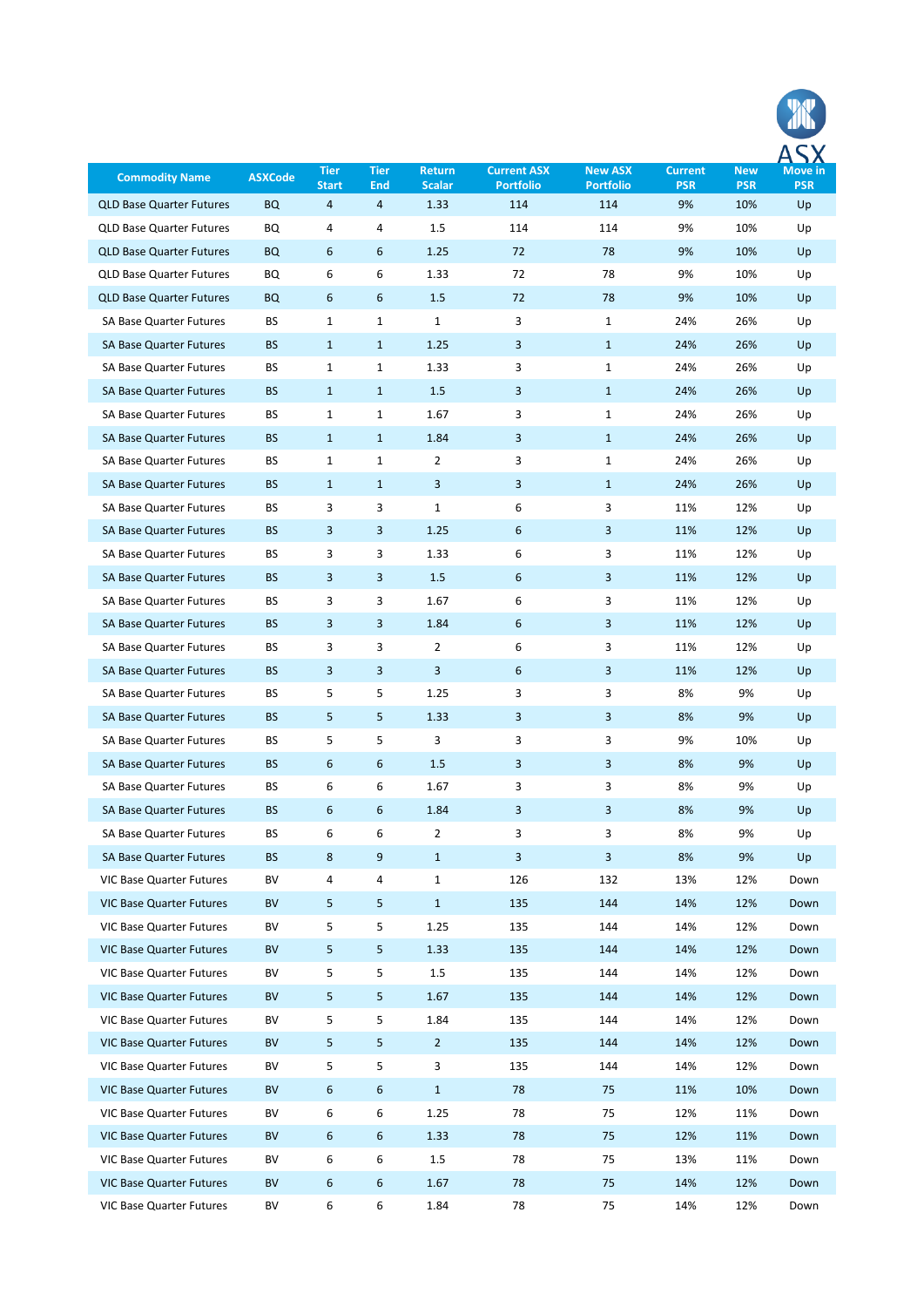| Commodity Name | ASXCode | Tier Start | Tier End | Return Scalar | Current ASX Portfolio | New ASX Portfolio | Current PSR | New PSR | Move in PSR |
|---|---|---|---|---|---|---|---|---|---|
| QLD Base Quarter Futures | BQ | 4 | 4 | 1.33 | 114 | 114 | 9% | 10% | Up |
| QLD Base Quarter Futures | BQ | 4 | 4 | 1.5 | 114 | 114 | 9% | 10% | Up |
| QLD Base Quarter Futures | BQ | 6 | 6 | 1.25 | 72 | 78 | 9% | 10% | Up |
| QLD Base Quarter Futures | BQ | 6 | 6 | 1.33 | 72 | 78 | 9% | 10% | Up |
| QLD Base Quarter Futures | BQ | 6 | 6 | 1.5 | 72 | 78 | 9% | 10% | Up |
| SA Base Quarter Futures | BS | 1 | 1 | 1 | 3 | 1 | 24% | 26% | Up |
| SA Base Quarter Futures | BS | 1 | 1 | 1.25 | 3 | 1 | 24% | 26% | Up |
| SA Base Quarter Futures | BS | 1 | 1 | 1.33 | 3 | 1 | 24% | 26% | Up |
| SA Base Quarter Futures | BS | 1 | 1 | 1.5 | 3 | 1 | 24% | 26% | Up |
| SA Base Quarter Futures | BS | 1 | 1 | 1.67 | 3 | 1 | 24% | 26% | Up |
| SA Base Quarter Futures | BS | 1 | 1 | 1.84 | 3 | 1 | 24% | 26% | Up |
| SA Base Quarter Futures | BS | 1 | 1 | 2 | 3 | 1 | 24% | 26% | Up |
| SA Base Quarter Futures | BS | 1 | 1 | 3 | 3 | 1 | 24% | 26% | Up |
| SA Base Quarter Futures | BS | 3 | 3 | 1 | 6 | 3 | 11% | 12% | Up |
| SA Base Quarter Futures | BS | 3 | 3 | 1.25 | 6 | 3 | 11% | 12% | Up |
| SA Base Quarter Futures | BS | 3 | 3 | 1.33 | 6 | 3 | 11% | 12% | Up |
| SA Base Quarter Futures | BS | 3 | 3 | 1.5 | 6 | 3 | 11% | 12% | Up |
| SA Base Quarter Futures | BS | 3 | 3 | 1.67 | 6 | 3 | 11% | 12% | Up |
| SA Base Quarter Futures | BS | 3 | 3 | 1.84 | 6 | 3 | 11% | 12% | Up |
| SA Base Quarter Futures | BS | 3 | 3 | 2 | 6 | 3 | 11% | 12% | Up |
| SA Base Quarter Futures | BS | 3 | 3 | 3 | 6 | 3 | 11% | 12% | Up |
| SA Base Quarter Futures | BS | 5 | 5 | 1.25 | 3 | 3 | 8% | 9% | Up |
| SA Base Quarter Futures | BS | 5 | 5 | 1.33 | 3 | 3 | 8% | 9% | Up |
| SA Base Quarter Futures | BS | 5 | 5 | 3 | 3 | 3 | 9% | 10% | Up |
| SA Base Quarter Futures | BS | 6 | 6 | 1.5 | 3 | 3 | 8% | 9% | Up |
| SA Base Quarter Futures | BS | 6 | 6 | 1.67 | 3 | 3 | 8% | 9% | Up |
| SA Base Quarter Futures | BS | 6 | 6 | 1.84 | 3 | 3 | 8% | 9% | Up |
| SA Base Quarter Futures | BS | 6 | 6 | 2 | 3 | 3 | 8% | 9% | Up |
| SA Base Quarter Futures | BS | 8 | 9 | 1 | 3 | 3 | 8% | 9% | Up |
| VIC Base Quarter Futures | BV | 4 | 4 | 1 | 126 | 132 | 13% | 12% | Down |
| VIC Base Quarter Futures | BV | 5 | 5 | 1 | 135 | 144 | 14% | 12% | Down |
| VIC Base Quarter Futures | BV | 5 | 5 | 1.25 | 135 | 144 | 14% | 12% | Down |
| VIC Base Quarter Futures | BV | 5 | 5 | 1.33 | 135 | 144 | 14% | 12% | Down |
| VIC Base Quarter Futures | BV | 5 | 5 | 1.5 | 135 | 144 | 14% | 12% | Down |
| VIC Base Quarter Futures | BV | 5 | 5 | 1.67 | 135 | 144 | 14% | 12% | Down |
| VIC Base Quarter Futures | BV | 5 | 5 | 1.84 | 135 | 144 | 14% | 12% | Down |
| VIC Base Quarter Futures | BV | 5 | 5 | 2 | 135 | 144 | 14% | 12% | Down |
| VIC Base Quarter Futures | BV | 5 | 5 | 3 | 135 | 144 | 14% | 12% | Down |
| VIC Base Quarter Futures | BV | 6 | 6 | 1 | 78 | 75 | 11% | 10% | Down |
| VIC Base Quarter Futures | BV | 6 | 6 | 1.25 | 78 | 75 | 12% | 11% | Down |
| VIC Base Quarter Futures | BV | 6 | 6 | 1.33 | 78 | 75 | 12% | 11% | Down |
| VIC Base Quarter Futures | BV | 6 | 6 | 1.5 | 78 | 75 | 13% | 11% | Down |
| VIC Base Quarter Futures | BV | 6 | 6 | 1.67 | 78 | 75 | 14% | 12% | Down |
| VIC Base Quarter Futures | BV | 6 | 6 | 1.84 | 78 | 75 | 14% | 12% | Down |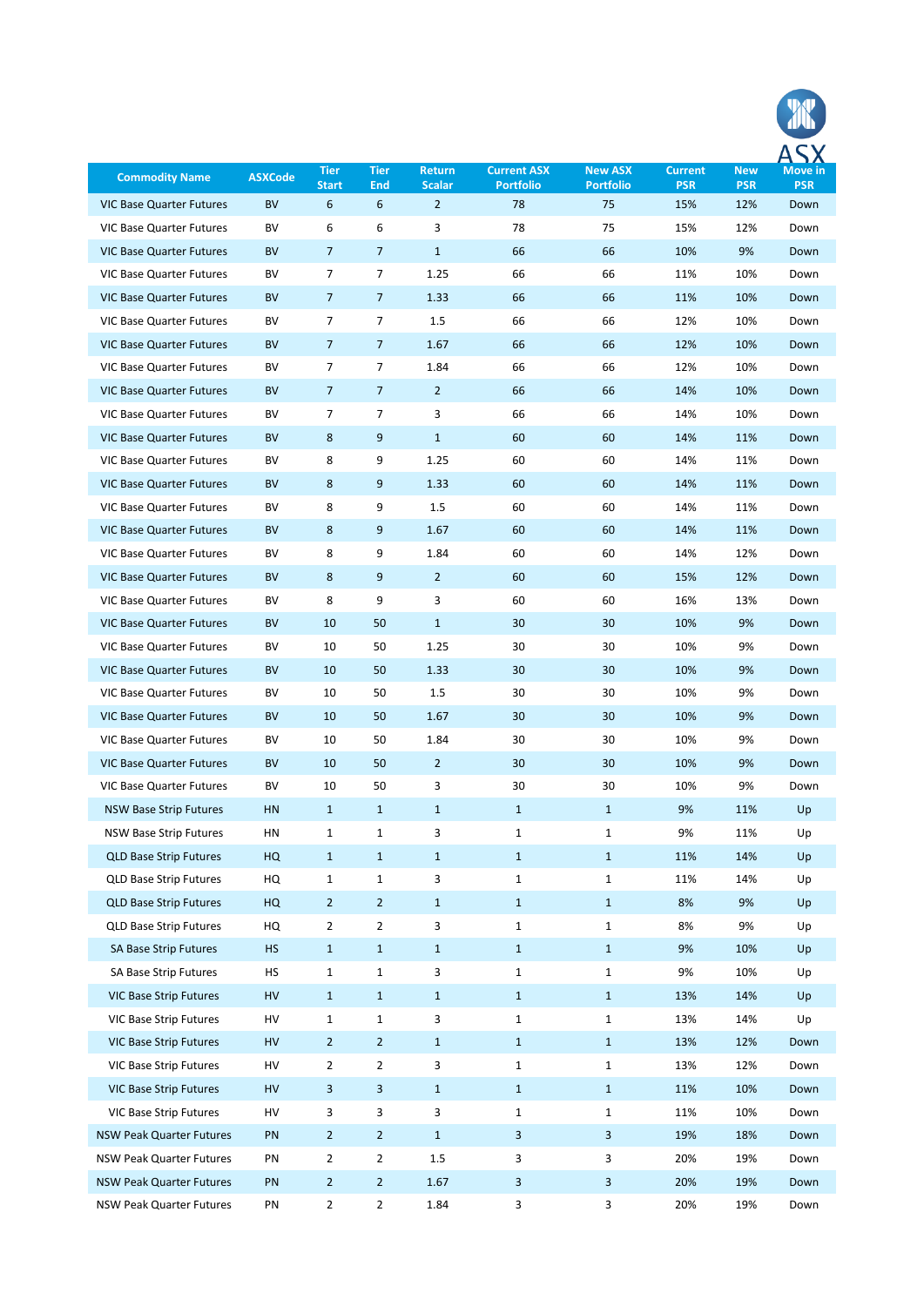| Commodity Name | ASXCode | Tier Start | Tier End | Return Scalar | Current ASX Portfolio | New ASX Portfolio | Current PSR | New PSR | Move in PSR |
|---|---|---|---|---|---|---|---|---|---|
| VIC Base Quarter Futures | BV | 6 | 6 | 2 | 78 | 75 | 15% | 12% | Down |
| VIC Base Quarter Futures | BV | 6 | 6 | 3 | 78 | 75 | 15% | 12% | Down |
| VIC Base Quarter Futures | BV | 7 | 7 | 1 | 66 | 66 | 10% | 9% | Down |
| VIC Base Quarter Futures | BV | 7 | 7 | 1.25 | 66 | 66 | 11% | 10% | Down |
| VIC Base Quarter Futures | BV | 7 | 7 | 1.33 | 66 | 66 | 11% | 10% | Down |
| VIC Base Quarter Futures | BV | 7 | 7 | 1.5 | 66 | 66 | 12% | 10% | Down |
| VIC Base Quarter Futures | BV | 7 | 7 | 1.67 | 66 | 66 | 12% | 10% | Down |
| VIC Base Quarter Futures | BV | 7 | 7 | 1.84 | 66 | 66 | 12% | 10% | Down |
| VIC Base Quarter Futures | BV | 7 | 7 | 2 | 66 | 66 | 14% | 10% | Down |
| VIC Base Quarter Futures | BV | 7 | 7 | 3 | 66 | 66 | 14% | 10% | Down |
| VIC Base Quarter Futures | BV | 8 | 9 | 1 | 60 | 60 | 14% | 11% | Down |
| VIC Base Quarter Futures | BV | 8 | 9 | 1.25 | 60 | 60 | 14% | 11% | Down |
| VIC Base Quarter Futures | BV | 8 | 9 | 1.33 | 60 | 60 | 14% | 11% | Down |
| VIC Base Quarter Futures | BV | 8 | 9 | 1.5 | 60 | 60 | 14% | 11% | Down |
| VIC Base Quarter Futures | BV | 8 | 9 | 1.67 | 60 | 60 | 14% | 11% | Down |
| VIC Base Quarter Futures | BV | 8 | 9 | 1.84 | 60 | 60 | 14% | 12% | Down |
| VIC Base Quarter Futures | BV | 8 | 9 | 2 | 60 | 60 | 15% | 12% | Down |
| VIC Base Quarter Futures | BV | 8 | 9 | 3 | 60 | 60 | 16% | 13% | Down |
| VIC Base Quarter Futures | BV | 10 | 50 | 1 | 30 | 30 | 10% | 9% | Down |
| VIC Base Quarter Futures | BV | 10 | 50 | 1.25 | 30 | 30 | 10% | 9% | Down |
| VIC Base Quarter Futures | BV | 10 | 50 | 1.33 | 30 | 30 | 10% | 9% | Down |
| VIC Base Quarter Futures | BV | 10 | 50 | 1.5 | 30 | 30 | 10% | 9% | Down |
| VIC Base Quarter Futures | BV | 10 | 50 | 1.67 | 30 | 30 | 10% | 9% | Down |
| VIC Base Quarter Futures | BV | 10 | 50 | 1.84 | 30 | 30 | 10% | 9% | Down |
| VIC Base Quarter Futures | BV | 10 | 50 | 2 | 30 | 30 | 10% | 9% | Down |
| VIC Base Quarter Futures | BV | 10 | 50 | 3 | 30 | 30 | 10% | 9% | Down |
| NSW Base Strip Futures | HN | 1 | 1 | 1 | 1 | 1 | 9% | 11% | Up |
| NSW Base Strip Futures | HN | 1 | 1 | 3 | 1 | 1 | 9% | 11% | Up |
| QLD Base Strip Futures | HQ | 1 | 1 | 1 | 1 | 1 | 11% | 14% | Up |
| QLD Base Strip Futures | HQ | 1 | 1 | 3 | 1 | 1 | 11% | 14% | Up |
| QLD Base Strip Futures | HQ | 2 | 2 | 1 | 1 | 1 | 8% | 9% | Up |
| QLD Base Strip Futures | HQ | 2 | 2 | 3 | 1 | 1 | 8% | 9% | Up |
| SA Base Strip Futures | HS | 1 | 1 | 1 | 1 | 1 | 9% | 10% | Up |
| SA Base Strip Futures | HS | 1 | 1 | 3 | 1 | 1 | 9% | 10% | Up |
| VIC Base Strip Futures | HV | 1 | 1 | 1 | 1 | 1 | 13% | 14% | Up |
| VIC Base Strip Futures | HV | 1 | 1 | 3 | 1 | 1 | 13% | 14% | Up |
| VIC Base Strip Futures | HV | 2 | 2 | 1 | 1 | 1 | 13% | 12% | Down |
| VIC Base Strip Futures | HV | 2 | 2 | 3 | 1 | 1 | 13% | 12% | Down |
| VIC Base Strip Futures | HV | 3 | 3 | 1 | 1 | 1 | 11% | 10% | Down |
| VIC Base Strip Futures | HV | 3 | 3 | 3 | 1 | 1 | 11% | 10% | Down |
| NSW Peak Quarter Futures | PN | 2 | 2 | 1 | 3 | 3 | 19% | 18% | Down |
| NSW Peak Quarter Futures | PN | 2 | 2 | 1.5 | 3 | 3 | 20% | 19% | Down |
| NSW Peak Quarter Futures | PN | 2 | 2 | 1.67 | 3 | 3 | 20% | 19% | Down |
| NSW Peak Quarter Futures | PN | 2 | 2 | 1.84 | 3 | 3 | 20% | 19% | Down |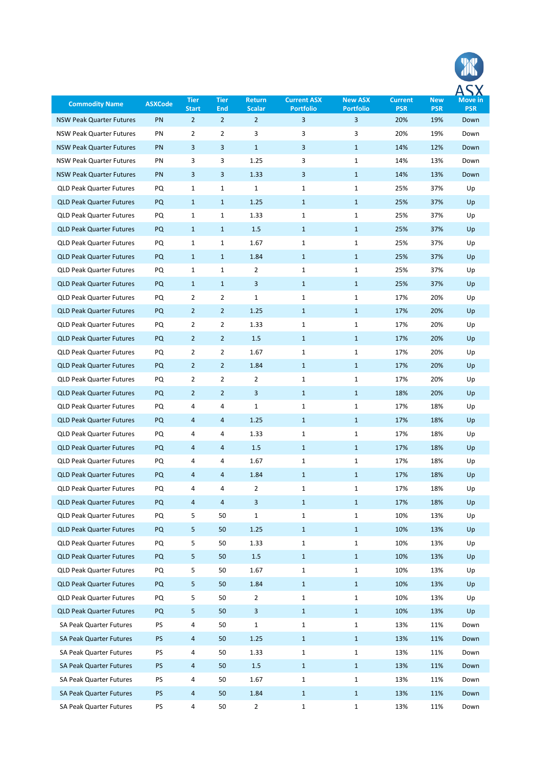| Commodity Name | ASXCode | Tier Start | Tier End | Return Scalar | Current ASX Portfolio | New ASX Portfolio | Current PSR | New PSR | Move in PSR |
|---|---|---|---|---|---|---|---|---|---|
| NSW Peak Quarter Futures | PN | 2 | 2 | 2 | 3 | 3 | 20% | 19% | Down |
| NSW Peak Quarter Futures | PN | 2 | 2 | 3 | 3 | 3 | 20% | 19% | Down |
| NSW Peak Quarter Futures | PN | 3 | 3 | 1 | 3 | 1 | 14% | 12% | Down |
| NSW Peak Quarter Futures | PN | 3 | 3 | 1.25 | 3 | 1 | 14% | 13% | Down |
| NSW Peak Quarter Futures | PN | 3 | 3 | 1.33 | 3 | 1 | 14% | 13% | Down |
| QLD Peak Quarter Futures | PQ | 1 | 1 | 1 | 1 | 1 | 25% | 37% | Up |
| QLD Peak Quarter Futures | PQ | 1 | 1 | 1.25 | 1 | 1 | 25% | 37% | Up |
| QLD Peak Quarter Futures | PQ | 1 | 1 | 1.33 | 1 | 1 | 25% | 37% | Up |
| QLD Peak Quarter Futures | PQ | 1 | 1 | 1.5 | 1 | 1 | 25% | 37% | Up |
| QLD Peak Quarter Futures | PQ | 1 | 1 | 1.67 | 1 | 1 | 25% | 37% | Up |
| QLD Peak Quarter Futures | PQ | 1 | 1 | 1.84 | 1 | 1 | 25% | 37% | Up |
| QLD Peak Quarter Futures | PQ | 1 | 1 | 2 | 1 | 1 | 25% | 37% | Up |
| QLD Peak Quarter Futures | PQ | 1 | 1 | 3 | 1 | 1 | 25% | 37% | Up |
| QLD Peak Quarter Futures | PQ | 2 | 2 | 1 | 1 | 1 | 17% | 20% | Up |
| QLD Peak Quarter Futures | PQ | 2 | 2 | 1.25 | 1 | 1 | 17% | 20% | Up |
| QLD Peak Quarter Futures | PQ | 2 | 2 | 1.33 | 1 | 1 | 17% | 20% | Up |
| QLD Peak Quarter Futures | PQ | 2 | 2 | 1.5 | 1 | 1 | 17% | 20% | Up |
| QLD Peak Quarter Futures | PQ | 2 | 2 | 1.67 | 1 | 1 | 17% | 20% | Up |
| QLD Peak Quarter Futures | PQ | 2 | 2 | 1.84 | 1 | 1 | 17% | 20% | Up |
| QLD Peak Quarter Futures | PQ | 2 | 2 | 2 | 1 | 1 | 17% | 20% | Up |
| QLD Peak Quarter Futures | PQ | 2 | 2 | 3 | 1 | 1 | 18% | 20% | Up |
| QLD Peak Quarter Futures | PQ | 4 | 4 | 1 | 1 | 1 | 17% | 18% | Up |
| QLD Peak Quarter Futures | PQ | 4 | 4 | 1.25 | 1 | 1 | 17% | 18% | Up |
| QLD Peak Quarter Futures | PQ | 4 | 4 | 1.33 | 1 | 1 | 17% | 18% | Up |
| QLD Peak Quarter Futures | PQ | 4 | 4 | 1.5 | 1 | 1 | 17% | 18% | Up |
| QLD Peak Quarter Futures | PQ | 4 | 4 | 1.67 | 1 | 1 | 17% | 18% | Up |
| QLD Peak Quarter Futures | PQ | 4 | 4 | 1.84 | 1 | 1 | 17% | 18% | Up |
| QLD Peak Quarter Futures | PQ | 4 | 4 | 2 | 1 | 1 | 17% | 18% | Up |
| QLD Peak Quarter Futures | PQ | 4 | 4 | 3 | 1 | 1 | 17% | 18% | Up |
| QLD Peak Quarter Futures | PQ | 5 | 50 | 1 | 1 | 1 | 10% | 13% | Up |
| QLD Peak Quarter Futures | PQ | 5 | 50 | 1.25 | 1 | 1 | 10% | 13% | Up |
| QLD Peak Quarter Futures | PQ | 5 | 50 | 1.33 | 1 | 1 | 10% | 13% | Up |
| QLD Peak Quarter Futures | PQ | 5 | 50 | 1.5 | 1 | 1 | 10% | 13% | Up |
| QLD Peak Quarter Futures | PQ | 5 | 50 | 1.67 | 1 | 1 | 10% | 13% | Up |
| QLD Peak Quarter Futures | PQ | 5 | 50 | 1.84 | 1 | 1 | 10% | 13% | Up |
| QLD Peak Quarter Futures | PQ | 5 | 50 | 2 | 1 | 1 | 10% | 13% | Up |
| QLD Peak Quarter Futures | PQ | 5 | 50 | 3 | 1 | 1 | 10% | 13% | Up |
| SA Peak Quarter Futures | PS | 4 | 50 | 1 | 1 | 1 | 13% | 11% | Down |
| SA Peak Quarter Futures | PS | 4 | 50 | 1.25 | 1 | 1 | 13% | 11% | Down |
| SA Peak Quarter Futures | PS | 4 | 50 | 1.33 | 1 | 1 | 13% | 11% | Down |
| SA Peak Quarter Futures | PS | 4 | 50 | 1.5 | 1 | 1 | 13% | 11% | Down |
| SA Peak Quarter Futures | PS | 4 | 50 | 1.67 | 1 | 1 | 13% | 11% | Down |
| SA Peak Quarter Futures | PS | 4 | 50 | 1.84 | 1 | 1 | 13% | 11% | Down |
| SA Peak Quarter Futures | PS | 4 | 50 | 2 | 1 | 1 | 13% | 11% | Down |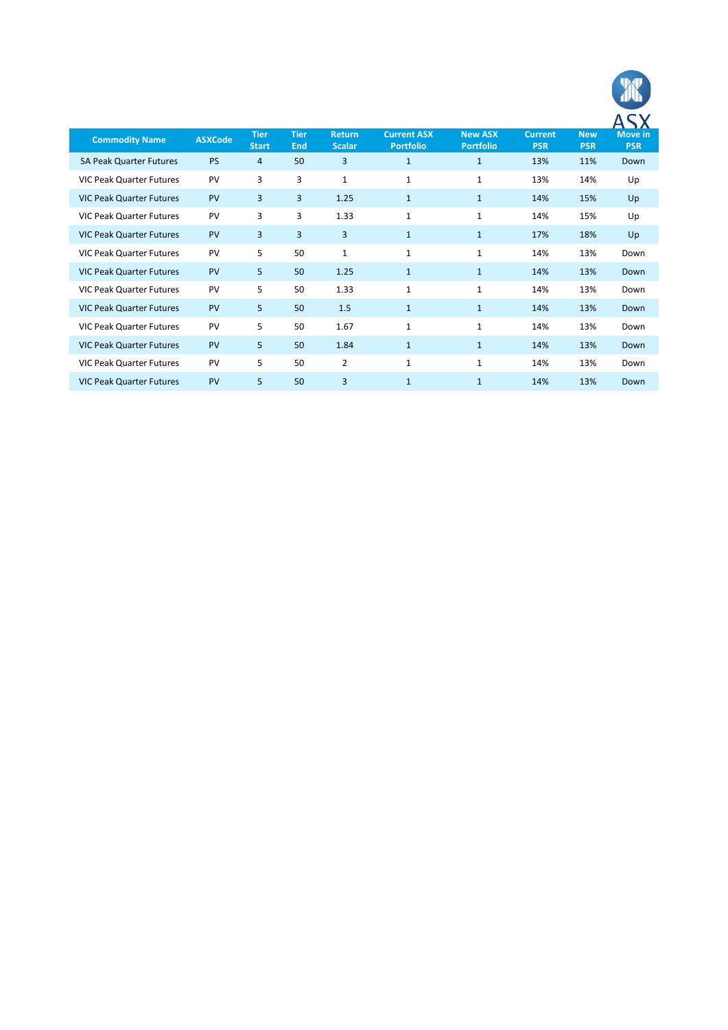| Commodity Name | ASXCode | Tier Start | Tier End | Return Scalar | Current ASX Portfolio | New ASX Portfolio | Current PSR | New PSR | Move in PSR |
|---|---|---|---|---|---|---|---|---|---|
| SA Peak Quarter Futures | PS | 4 | 50 | 3 | 1 | 1 | 13% | 11% | Down |
| VIC Peak Quarter Futures | PV | 3 | 3 | 1 | 1 | 1 | 13% | 14% | Up |
| VIC Peak Quarter Futures | PV | 3 | 3 | 1.25 | 1 | 1 | 14% | 15% | Up |
| VIC Peak Quarter Futures | PV | 3 | 3 | 1.33 | 1 | 1 | 14% | 15% | Up |
| VIC Peak Quarter Futures | PV | 3 | 3 | 3 | 1 | 1 | 17% | 18% | Up |
| VIC Peak Quarter Futures | PV | 5 | 50 | 1 | 1 | 1 | 14% | 13% | Down |
| VIC Peak Quarter Futures | PV | 5 | 50 | 1.25 | 1 | 1 | 14% | 13% | Down |
| VIC Peak Quarter Futures | PV | 5 | 50 | 1.33 | 1 | 1 | 14% | 13% | Down |
| VIC Peak Quarter Futures | PV | 5 | 50 | 1.5 | 1 | 1 | 14% | 13% | Down |
| VIC Peak Quarter Futures | PV | 5 | 50 | 1.67 | 1 | 1 | 14% | 13% | Down |
| VIC Peak Quarter Futures | PV | 5 | 50 | 1.84 | 1 | 1 | 14% | 13% | Down |
| VIC Peak Quarter Futures | PV | 5 | 50 | 2 | 1 | 1 | 14% | 13% | Down |
| VIC Peak Quarter Futures | PV | 5 | 50 | 3 | 1 | 1 | 14% | 13% | Down |